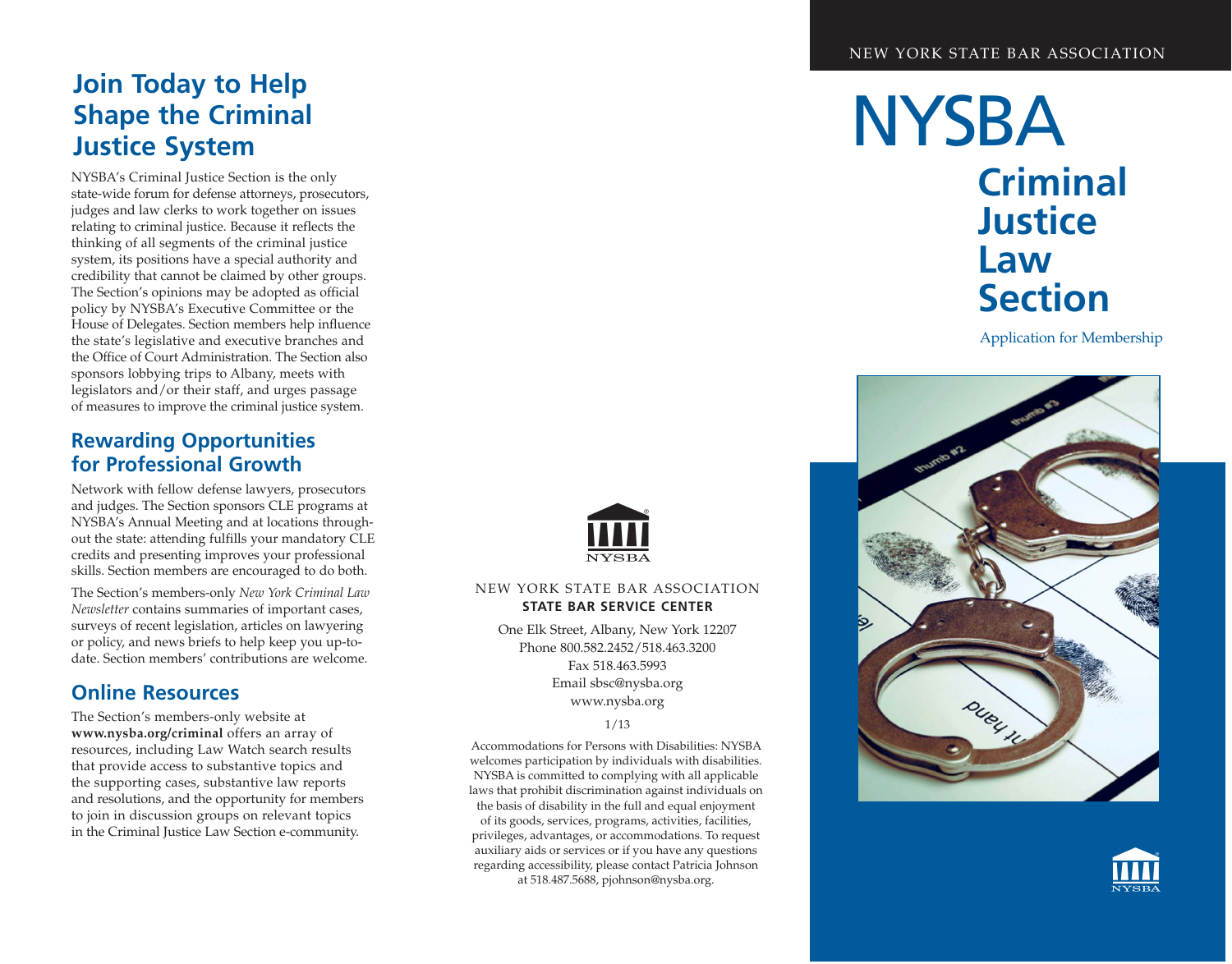## Join Today to Help Shape the Criminal Justice System

NYSBA's Criminal Justice Section is the only state-wide forum for defense attorneys, prosecutors, judges and law clerks to work together on issues relating to criminal justice. Because it reflects the thinking of all segments of the criminal justice system, its positions have a special authority and credibility that cannot be claimed by other groups. The Section's opinions may be adopted as official policy by NYSBA's Executive Committee or the House of Delegates. Section members help influence the state's legislative and executive branches and the Office of Court Administration. The Section also sponsors lobbying trips to Albany, meets with legislators and/or their staff, and urges passage of measures to improve the criminal justice system.

## Rewarding Opportunities for Professional Growth

Network with fellow defense lawyers, prosecutors and judges. The Section sponsors CLE programs at NYSBA's Annual Meeting and at locations throughout the state: attending fulfills your mandatory CLE credits and presenting improves your professional skills. Section members are encouraged to do both.

The Section's members-only *New York Criminal Law Newsletter* contains summaries of important cases, surveys of recent legislation, articles on lawyering or policy, and news briefs to help keep you up-to-date. Section members' contributions are welcome.

## Online Resources

The Section's members-only website at **www.nysba.org/criminal** offers an array of resources, including Law Watch search results that provide access to substantive topics and the supporting cases, substantive law reports and resolutions, and the opportunity for members to join in discussion groups on relevant topics in the Criminal Justice Law Section e-community.

NYSBA

NEW YORK STATE BAR ASSOCIATION
**STATE BAR SERVICE CENTER**

One Elk Street, Albany, New York 12207
Phone 800.582.2452/518.463.3200
Fax 518.463.5993
Email sbsc@nysba.org
www.nysba.org

1/13

Accommodations for Persons with Disabilities: NYSBA welcomes participation by individuals with disabilities. NYSBA is committed to complying with all applicable laws that prohibit discrimination against individuals on the basis of disability in the full and equal enjoyment of its goods, services, programs, activities, facilities, privileges, advantages, or accommodations. To request auxiliary aids or services or if you have any questions regarding accessibility, please contact Patricia Johnson at 518.487.5688, pjohnson@nysba.org.

NEW YORK STATE BAR ASSOCIATION

# NYSBA

# Criminal Justice Law Section

Application for Membership

NYSBA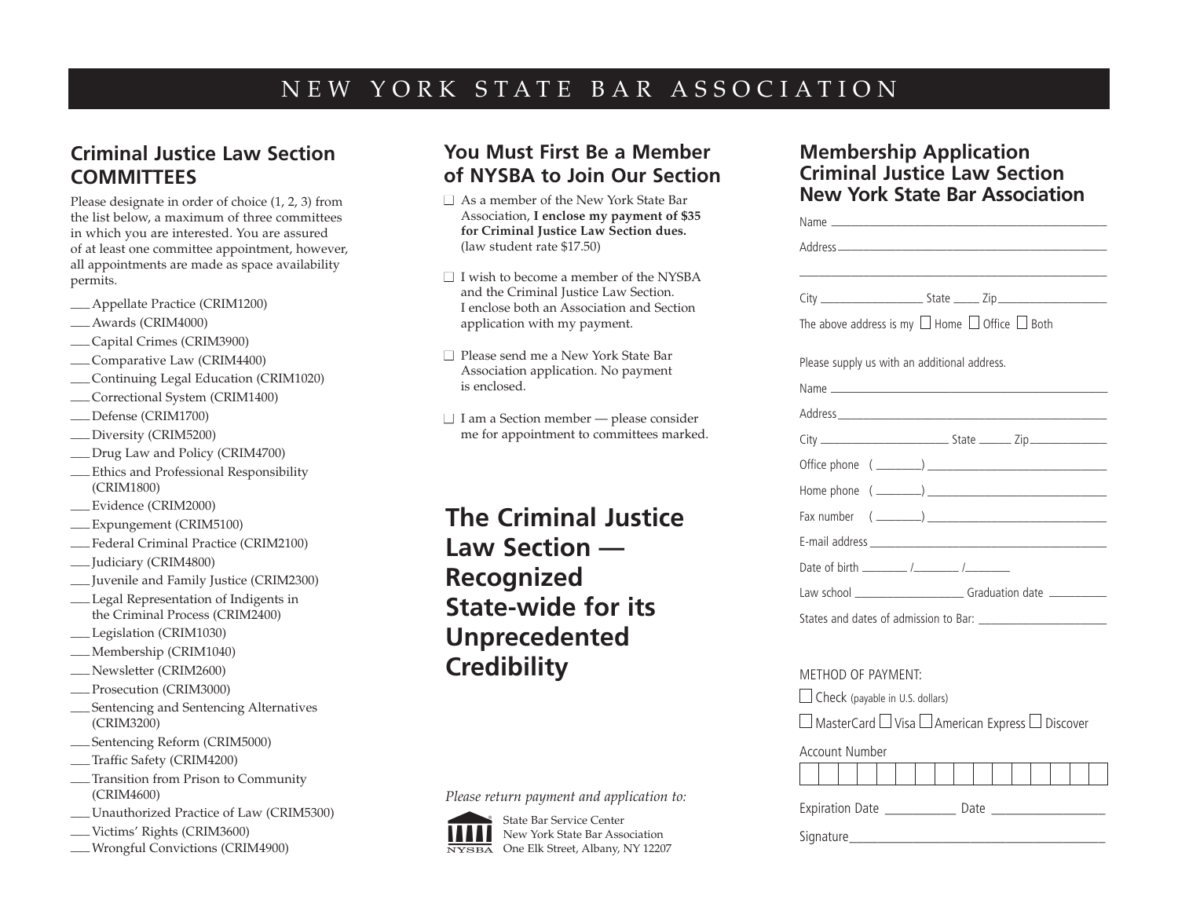# NEW YORK STATE BAR ASSOCIATION

## Criminal Justice Law Section COMMITTEES

Please designate in order of choice (1, 2, 3) from the list below, a maximum of three committees in which you are interested. You are assured of at least one committee appointment, however, all appointments are made as space availability permits.

- ___ Appellate Practice (CRIM1200)
- ___ Awards (CRIM4000)
- ___ Capital Crimes (CRIM3900)
- ___ Comparative Law (CRIM4400)
- ___ Continuing Legal Education (CRIM1020)
- ___ Correctional System (CRIM1400)
- ___ Defense (CRIM1700)
- ___ Diversity (CRIM5200)
- ___ Drug Law and Policy (CRIM4700)
- ___ Ethics and Professional Responsibility (CRIM1800)
- ___ Evidence (CRIM2000)
- ___ Expungement (CRIM5100)
- ___ Federal Criminal Practice (CRIM2100)
- ___ Judiciary (CRIM4800)
- ___ Juvenile and Family Justice (CRIM2300)
- ___ Legal Representation of Indigents in the Criminal Process (CRIM2400)
- ___ Legislation (CRIM1030)
- ___ Membership (CRIM1040)
- ___ Newsletter (CRIM2600)
- ___ Prosecution (CRIM3000)
- ___ Sentencing and Sentencing Alternatives (CRIM3200)
- ___ Sentencing Reform (CRIM5000)
- ___ Traffic Safety (CRIM4200)
- ___ Transition from Prison to Community (CRIM4600)
- ___ Unauthorized Practice of Law (CRIM5300)
- ___ Victims' Rights (CRIM3600)
- ___ Wrongful Convictions (CRIM4900)

## You Must First Be a Member of NYSBA to Join Our Section

☐ As a member of the New York State Bar Association, **I enclose my payment of $35 for Criminal Justice Law Section dues.** (law student rate $17.50)

☐ I wish to become a member of the NYSBA and the Criminal Justice Law Section. I enclose both an Association and Section application with my payment.

☐ Please send me a New York State Bar Association application. No payment is enclosed.

☐ I am a Section member — please consider me for appointment to committees marked.

## The Criminal Justice Law Section — Recognized State-wide for its Unprecedented Credibility

*Please return payment and application to:*

NYSBA
State Bar Service Center
New York State Bar Association
One Elk Street, Albany, NY 12207

## Membership Application Criminal Justice Law Section New York State Bar Association

Name ______________________________

Address ______________________________

______________________________

City ______________ State ____ Zip ______________

The above address is my ☐ Home ☐ Office ☐ Both

Please supply us with an additional address.

Name ______________________________

Address ______________________________

City ______________ State ____ Zip ______________

Office phone ( ______ ) ______________________

Home phone ( ______ ) ______________________

Fax number ( ______ ) ______________________

E-mail address ______________________________

Date of birth ______ / ______ / ______

Law school ______________ Graduation date ________

States and dates of admission to Bar: ______________

METHOD OF PAYMENT:

☐ Check (payable in U.S. dollars)

☐ MasterCard ☐ Visa ☐ American Express ☐ Discover

Account Number

| | | | | | | | | | | | | | | | |
|---|---|---|---|---|---|---|---|---|---|---|---|---|---|---|---|
| | | | | | | | | | | | | | | | |

Expiration Date __________ Date ______________

Signature ______________________________